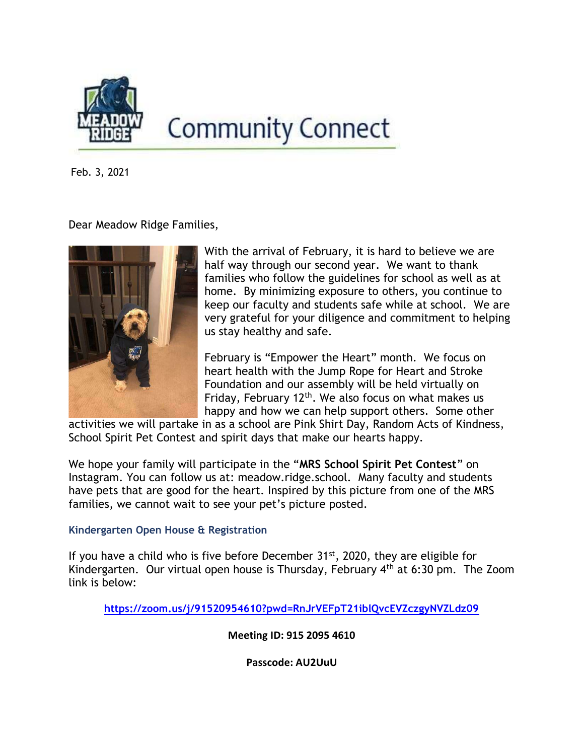# Community Connect

Feb. 3, 2021

Dear Meadow Ridge Families,

With the arrival of February, it is hard to believe we are half way through our second year. We want to thank families who follow the guidelines for school as well as at home. By minimizing exposure to others, you continue to keep our faculty and students safe while at school. We are very grateful for your diligence and commitment to helping us stay healthy and safe.

February is "Empower the Heart" month. We focus on heart health with the Jump Rope for Heart and Stroke Foundation and our assembly will be held virtually on Friday, February 12th. We also focus on what makes us happy and how we can help support others. Some other activities we will partake in as a school are Pink Shirt Day, Random Acts of Kindness, School Spirit Pet Contest and spirit days that make our hearts happy.

We hope your family will participate in the "**MRS School Spirit Pet Contest**" on Instagram. You can follow us at: meadow.ridge.school. Many faculty and students have pets that are good for the heart. Inspired by this picture from one of the MRS families, we cannot wait to see your pet's picture posted.

### Kindergarten Open House & Registration

If you have a child who is five before December 31st, 2020, they are eligible for Kindergarten. Our virtual open house is Thursday, February 4th at 6:30 pm. The Zoom link is below:

https://zoom.us/j/91520954610?pwd=RnJrVEFpT21iblQvcEVZczgyNVZLdz09

**Meeting ID: 915 2095 4610**

**Passcode: AU2UuU**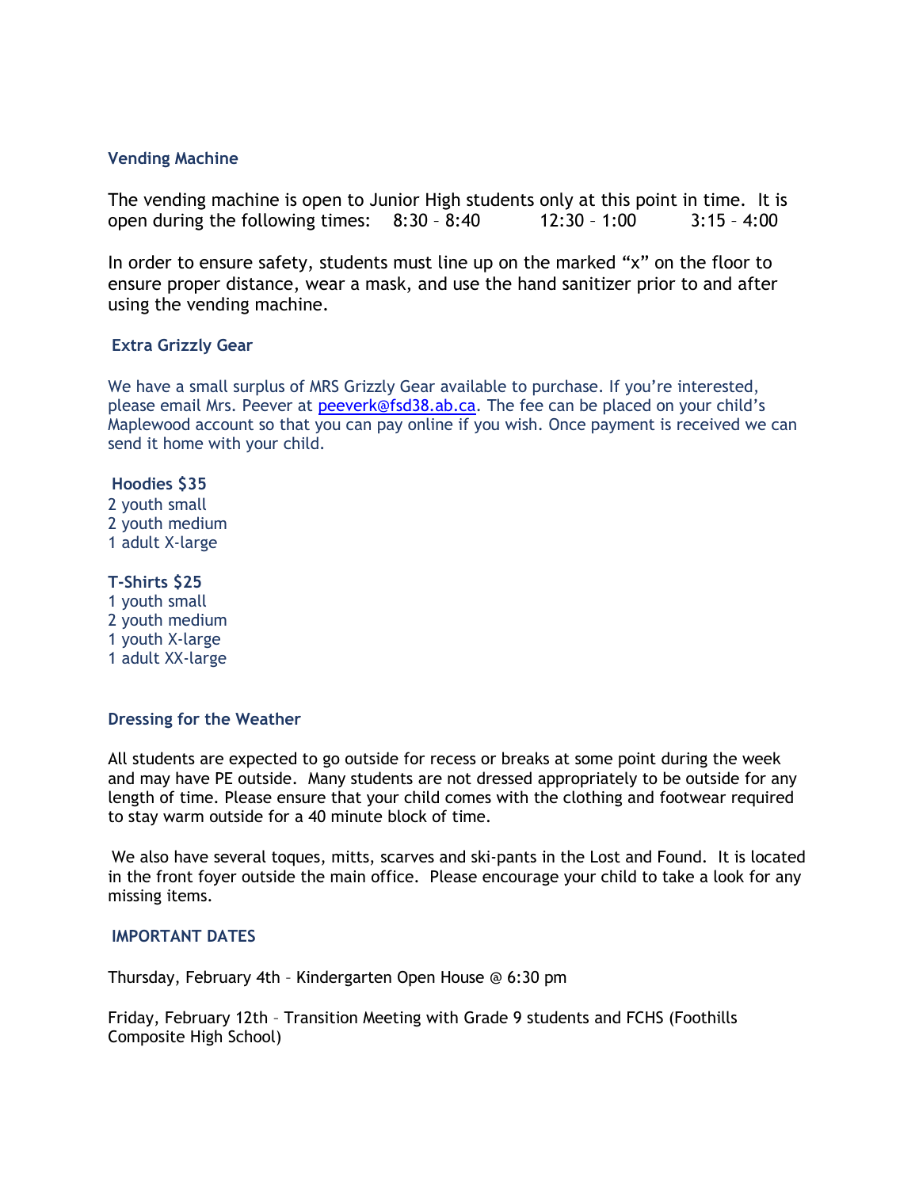### Vending Machine

The vending machine is open to Junior High students only at this point in time. It is open during the following times: 8:30 – 8:40 12:30 – 1:00 3:15 – 4:00

In order to ensure safety, students must line up on the marked "x" on the floor to ensure proper distance, wear a mask, and use the hand sanitizer prior to and after using the vending machine.

### Extra Grizzly Gear

We have a small surplus of MRS Grizzly Gear available to purchase. If you're interested, please email Mrs. Peever at peeverk@fsd38.ab.ca. The fee can be placed on your child's Maplewood account so that you can pay online if you wish. Once payment is received we can send it home with your child.

**Hoodies $35**
2 youth small
2 youth medium
1 adult X-large

**T-Shirts $25**
1 youth small
2 youth medium
1 youth X-large
1 adult XX-large

### Dressing for the Weather

All students are expected to go outside for recess or breaks at some point during the week and may have PE outside. Many students are not dressed appropriately to be outside for any length of time. Please ensure that your child comes with the clothing and footwear required to stay warm outside for a 40 minute block of time.

We also have several toques, mitts, scarves and ski-pants in the Lost and Found. It is located in the front foyer outside the main office. Please encourage your child to take a look for any missing items.

### IMPORTANT DATES

Thursday, February 4th – Kindergarten Open House @ 6:30 pm

Friday, February 12th – Transition Meeting with Grade 9 students and FCHS (Foothills Composite High School)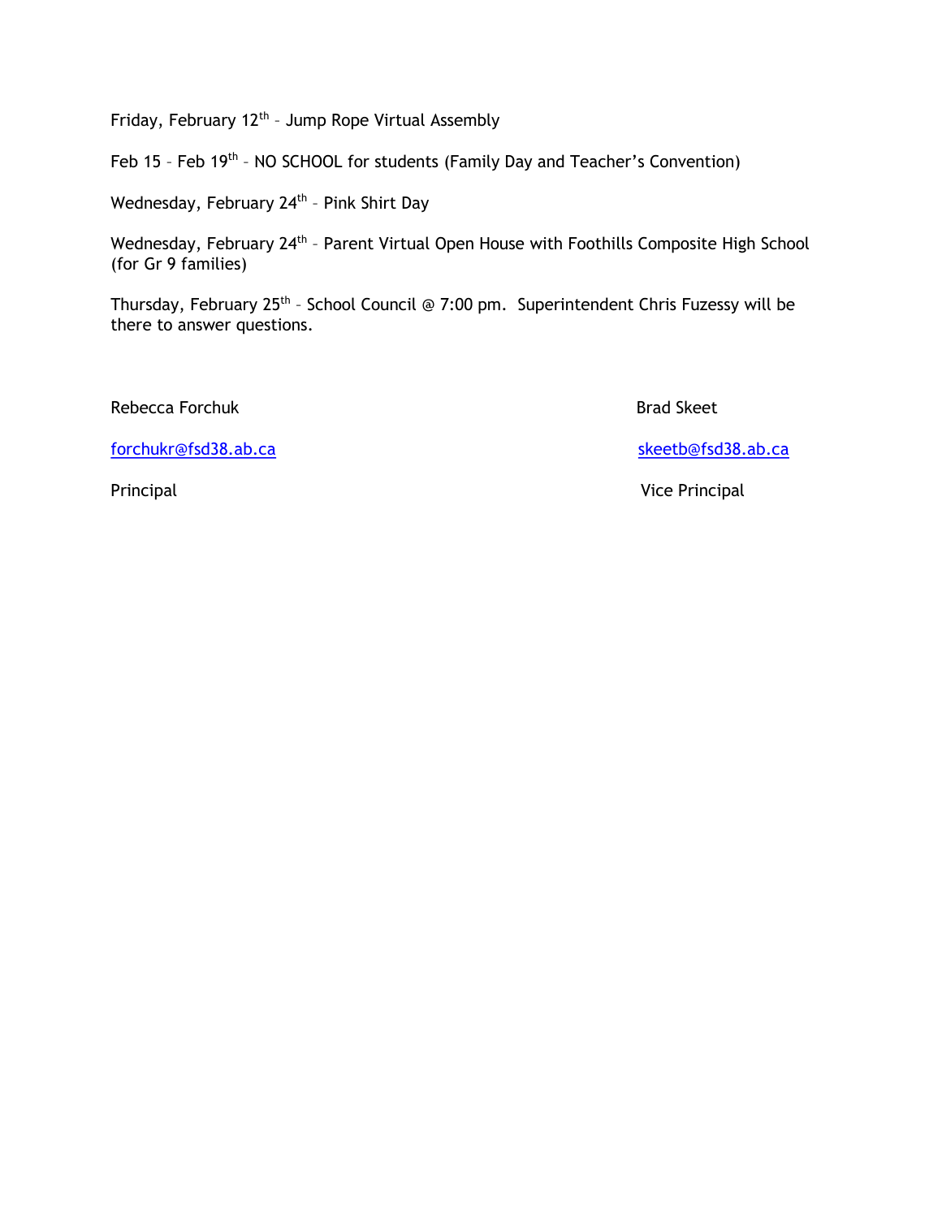Friday, February 12th – Jump Rope Virtual Assembly

Feb 15 – Feb 19th – NO SCHOOL for students (Family Day and Teacher's Convention)

Wednesday, February 24th – Pink Shirt Day

Wednesday, February 24th – Parent Virtual Open House with Foothills Composite High School (for Gr 9 families)

Thursday, February 25th – School Council @ 7:00 pm. Superintendent Chris Fuzessy will be there to answer questions.

Rebecca Forchuk

forchukr@fsd38.ab.ca

Principal

Brad Skeet

skeetb@fsd38.ab.ca

Vice Principal